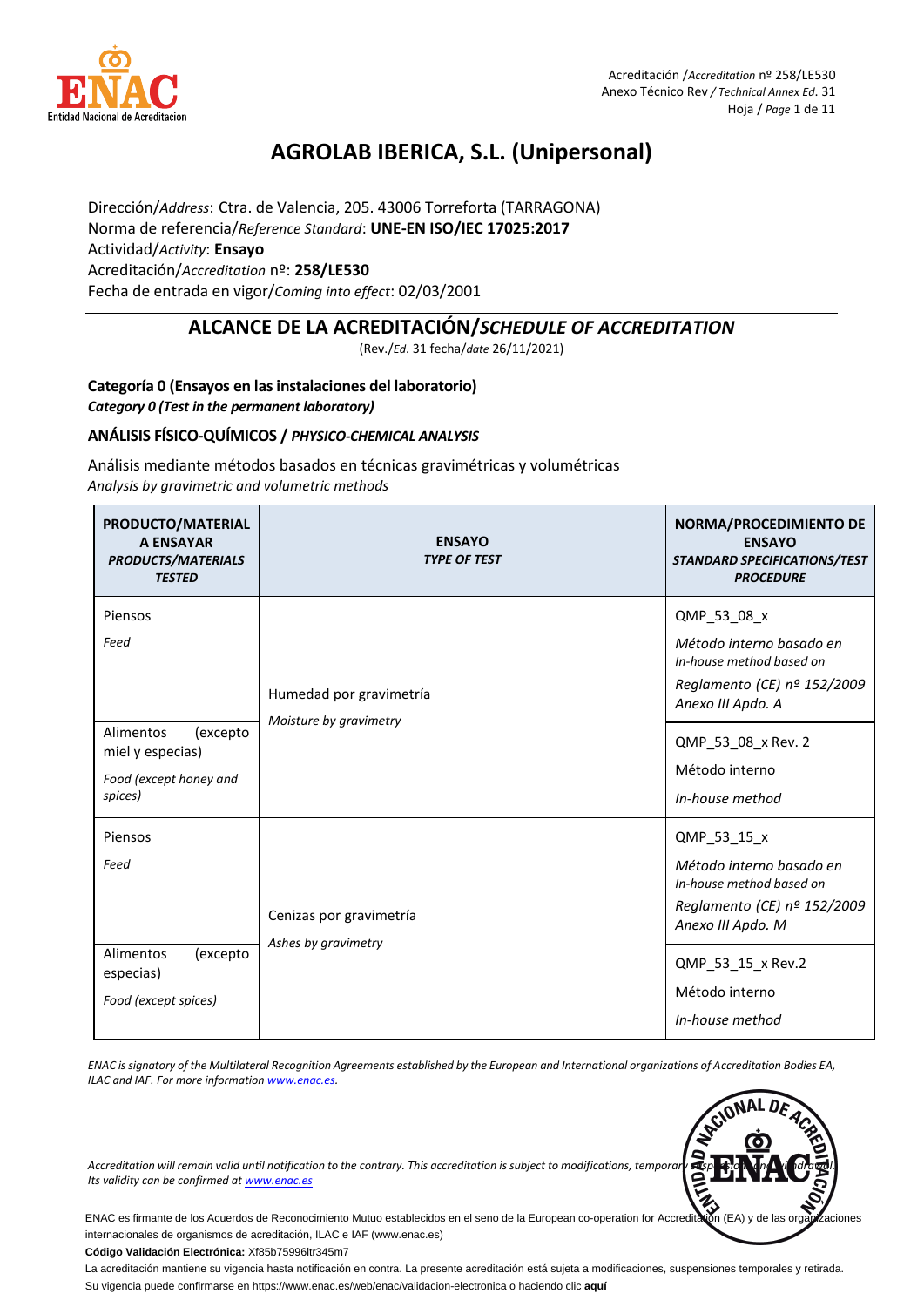# AGROLAB IBERICA, S.L. (Unipersonal)

Dirección/*Address*: Ctra. de Valencia, 205. 43006 Torreforta (TARRAGONA)
Norma de referencia/*Reference Standard*: **UNE-EN ISO/IEC 17025:2017**
Actividad/*Activity*: **Ensayo**
Acreditación/*Accreditation* nº: **258/LE530**
Fecha de entrada en vigor/*Coming into effect*: 02/03/2001

## ALCANCE DE LA ACREDITACIÓN/*SCHEDULE OF ACCREDITATION*

(Rev./*Ed.* 31 fecha/*date* 26/11/2021)

**Categoría 0 (Ensayos en las instalaciones del laboratorio)**
***Category 0 (Test in the permanent laboratory)***

### ANÁLISIS FÍSICO-QUÍMICOS / *PHYSICO-CHEMICAL ANALYSIS*

Análisis mediante métodos basados en técnicas gravimétricas y volumétricas
*Analysis by gravimetric and volumetric methods*

| PRODUCTO/MATERIAL A ENSAYAR *PRODUCTS/MATERIALS TESTED* | ENSAYO *TYPE OF TEST* | NORMA/PROCEDIMIENTO DE ENSAYO *STANDARD SPECIFICATIONS/TEST PROCEDURE* |
|---|---|---|
| Piensos *Feed* | Humedad por gravimetría *Moisture by gravimetry* | QMP_53_08_x *Método interno basado en* *In-house method based on* *Reglamento (CE) nº 152/2009 Anexo III Apdo. A* |
| Alimentos (excepto miel y especias) *Food (except honey and spices)* | | QMP_53_08_x Rev. 2 Método interno *In-house method* |
| Piensos *Feed* | Cenizas por gravimetría *Ashes by gravimetry* | QMP_53_15_x *Método interno basado en* *In-house method based on* *Reglamento (CE) nº 152/2009 Anexo III Apdo. M* |
| Alimentos (excepto especias) *Food (except spices)* | | QMP_53_15_x Rev.2 Método interno *In-house method* |

*ENAC is signatory of the Multilateral Recognition Agreements established by the European and International organizations of Accreditation Bodies EA, ILAC and IAF. For more information www.enac.es.*

*Accreditation will remain valid until notification to the contrary. This accreditation is subject to modifications, temporary suspensions and withdrawal. Its validity can be confirmed at www.enac.es*

ENAC es firmante de los Acuerdos de Reconocimiento Mutuo establecidos en el seno de la European co-operation for Accreditation (EA) y de las organizaciones internacionales de organismos de acreditación, ILAC e IAF (www.enac.es)

**Código Validación Electrónica:** Xf85b75996ltr345m7

La acreditación mantiene su vigencia hasta notificación en contra. La presente acreditación está sujeta a modificaciones, suspensiones temporales y retirada. Su vigencia puede confirmarse en https://www.enac.es/web/enac/validacion-electronica o haciendo clic **aquí**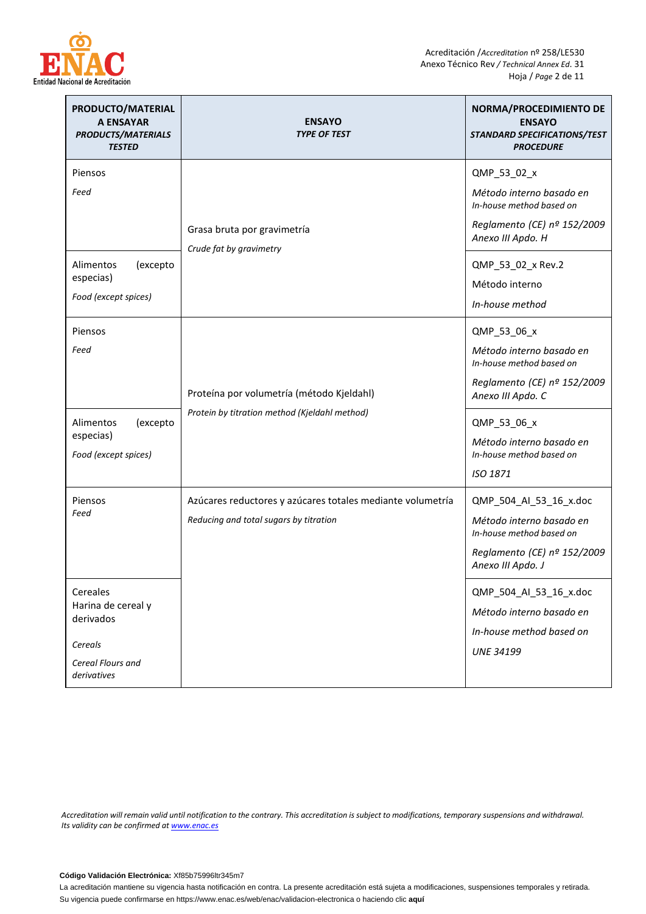| PRODUCTO/MATERIAL A ENSAYAR *PRODUCTS/MATERIALS TESTED* | ENSAYO *TYPE OF TEST* | NORMA/PROCEDIMIENTO DE ENSAYO *STANDARD SPECIFICATIONS/TEST PROCEDURE* |
|---|---|---|
| Piensos *Feed* | Grasa bruta por gravimetría *Crude fat by gravimetry* | QMP_53_02_x *Método interno basado en* *In-house method based on* *Reglamento (CE) nº 152/2009 Anexo III Apdo. H* |
| Alimentos (excepto especias) *Food (except spices)* | | QMP_53_02_x Rev.2 Método interno *In-house method* |
| Piensos *Feed* | Proteína por volumetría (método Kjeldahl) *Protein by titration method (Kjeldahl method)* | QMP_53_06_x *Método interno basado en* *In-house method based on* *Reglamento (CE) nº 152/2009 Anexo III Apdo. C* |
| Alimentos (excepto especias) *Food (except spices)* | | QMP_53_06_x *Método interno basado en* *In-house method based on* *ISO 1871* |
| Piensos *Feed* | Azúcares reductores y azúcares totales mediante volumetría *Reducing and total sugars by titration* | QMP_504_AI_53_16_x.doc *Método interno basado en* *In-house method based on* *Reglamento (CE) nº 152/2009 Anexo III Apdo. J* |
| Cereales Harina de cereal y derivados *Cereals* *Cereal Flours and derivatives* | | QMP_504_AI_53_16_x.doc *Método interno basado en* *In-house method based on* *UNE 34199* |

*Accreditation will remain valid until notification to the contrary. This accreditation is subject to modifications, temporary suspensions and withdrawal. Its validity can be confirmed at [www.enac.es](www.enac.es)*

**Código Validación Electrónica:** Xf85b75996ltr345m7

La acreditación mantiene su vigencia hasta notificación en contra. La presente acreditación está sujeta a modificaciones, suspensiones temporales y retirada. Su vigencia puede confirmarse en https://www.enac.es/web/enac/validacion-electronica o haciendo clic **aquí**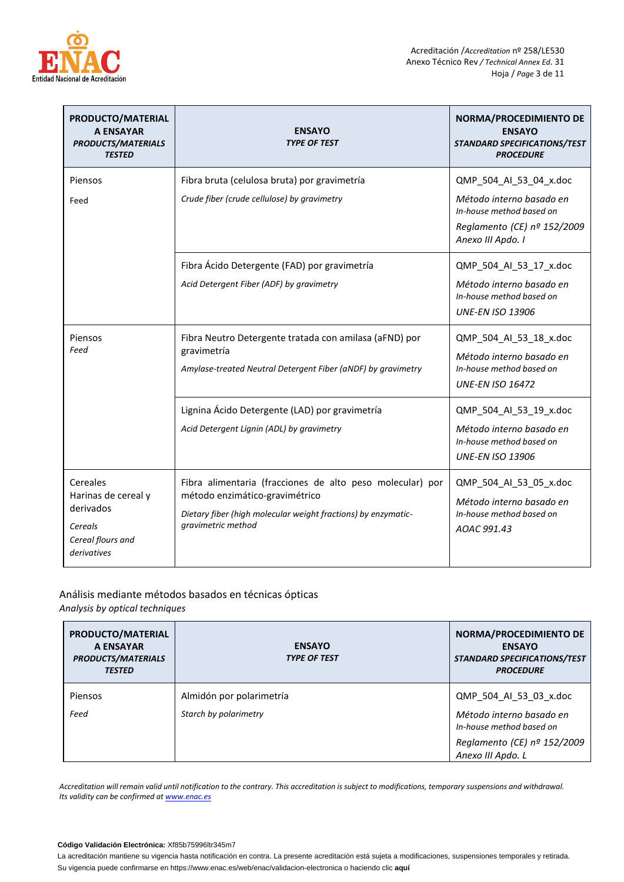| PRODUCTO/MATERIAL A ENSAYAR *PRODUCTS/MATERIALS TESTED* | ENSAYO *TYPE OF TEST* | NORMA/PROCEDIMIENTO DE ENSAYO *STANDARD SPECIFICATIONS/TEST PROCEDURE* |
|---|---|---|
| Piensos<br>Feed | Fibra bruta (celulosa bruta) por gravimetría<br>*Crude fiber (crude cellulose) by gravimetry* | QMP_504_AI_53_04_x.doc<br>*Método interno basado en*<br>*In-house method based on*<br>*Reglamento (CE) nº 152/2009 Anexo III Apdo. I* |
| | Fibra Ácido Detergente (FAD) por gravimetría<br>*Acid Detergent Fiber (ADF) by gravimetry* | QMP_504_AI_53_17_x.doc<br>*Método interno basado en*<br>*In-house method based on*<br>*UNE-EN ISO 13906* |
| Piensos<br>*Feed* | Fibra Neutro Detergente tratada con amilasa (aFND) por gravimetría<br>*Amylase-treated Neutral Detergent Fiber (aNDF) by gravimetry* | QMP_504_AI_53_18_x.doc<br>*Método interno basado en*<br>*In-house method based on*<br>*UNE-EN ISO 16472* |
| | Lignina Ácido Detergente (LAD) por gravimetría<br>*Acid Detergent Lignin (ADL) by gravimetry* | QMP_504_AI_53_19_x.doc<br>*Método interno basado en*<br>*In-house method based on*<br>*UNE-EN ISO 13906* |
| Cereales<br>Harinas de cereal y derivados<br>*Cereals*<br>*Cereal flours and derivatives* | Fibra alimentaria (fracciones de alto peso molecular) por método enzimático-gravimétrico<br>*Dietary fiber (high molecular weight fractions) by enzymatic-gravimetric method* | QMP_504_AI_53_05_x.doc<br>*Método interno basado en*<br>*In-house method based on*<br>*AOAC 991.43* |

Análisis mediante métodos basados en técnicas ópticas
*Analysis by optical techniques*

| PRODUCTO/MATERIAL A ENSAYAR *PRODUCTS/MATERIALS TESTED* | ENSAYO *TYPE OF TEST* | NORMA/PROCEDIMIENTO DE ENSAYO *STANDARD SPECIFICATIONS/TEST PROCEDURE* |
|---|---|---|
| Piensos<br>*Feed* | Almidón por polarimetría<br>*Starch by polarimetry* | QMP_504_AI_53_03_x.doc<br>*Método interno basado en*<br>*In-house method based on*<br>*Reglamento (CE) nº 152/2009 Anexo III Apdo. L* |

*Accreditation will remain valid until notification to the contrary. This accreditation is subject to modifications, temporary suspensions and withdrawal. Its validity can be confirmed at www.enac.es*

**Código Validación Electrónica:** Xf85b75996ltr345m7

La acreditación mantiene su vigencia hasta notificación en contra. La presente acreditación está sujeta a modificaciones, suspensiones temporales y retirada. Su vigencia puede confirmarse en https://www.enac.es/web/enac/validacion-electronica o haciendo clic **aquí**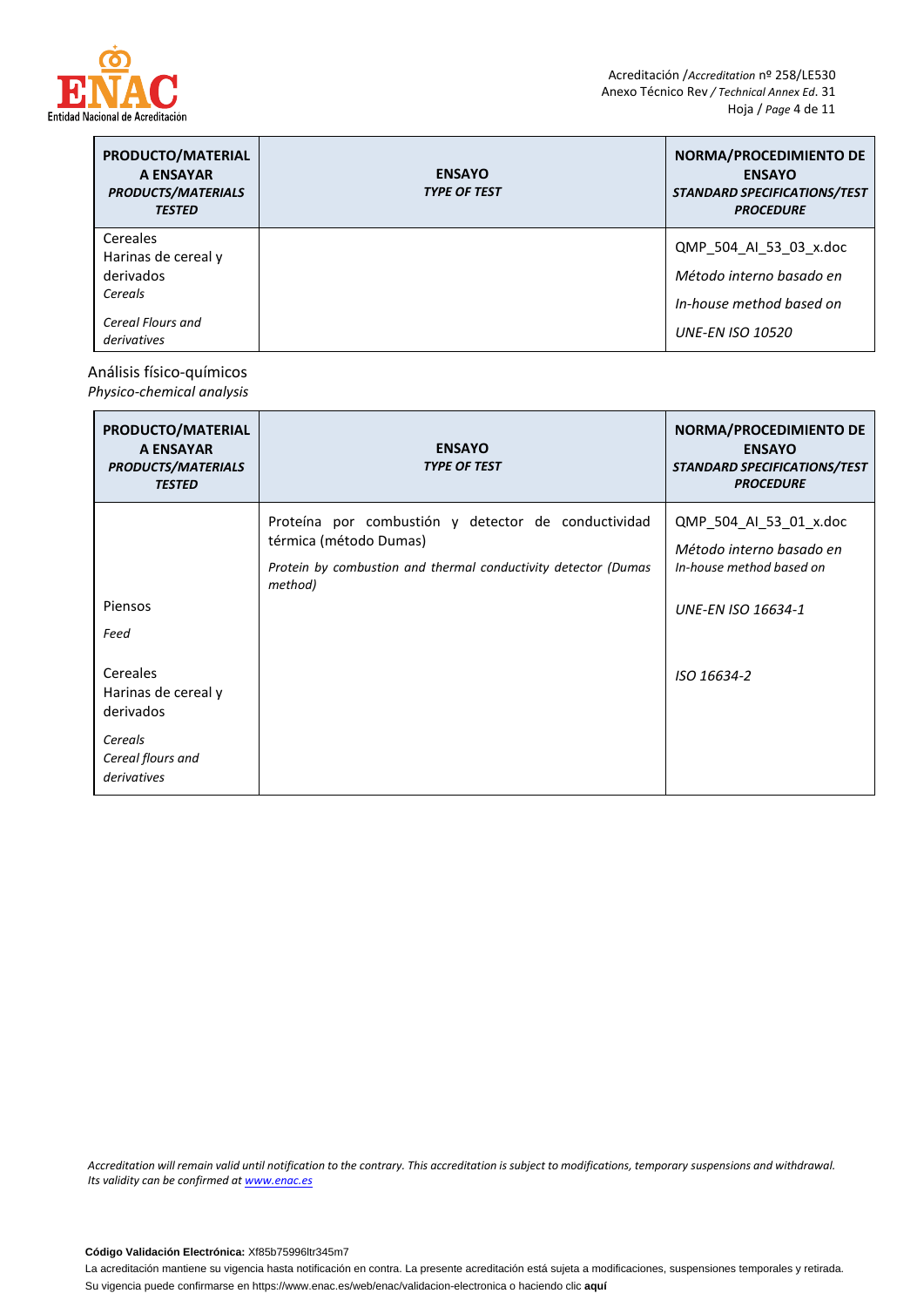| PRODUCTO/MATERIAL A ENSAYAR *PRODUCTS/MATERIALS TESTED* | ENSAYO *TYPE OF TEST* | NORMA/PROCEDIMIENTO DE ENSAYO *STANDARD SPECIFICATIONS/TEST PROCEDURE* |
|---|---|---|
| Cereales Harinas de cereal y derivados *Cereals* *Cereal Flours and derivatives* | | QMP_504_AI_53_03_x.doc *Método interno basado en* *In-house method based on* *UNE-EN ISO 10520* |

Análisis físico-químicos
*Physico-chemical analysis*

| PRODUCTO/MATERIAL A ENSAYAR *PRODUCTS/MATERIALS TESTED* | ENSAYO *TYPE OF TEST* | NORMA/PROCEDIMIENTO DE ENSAYO *STANDARD SPECIFICATIONS/TEST PROCEDURE* |
|---|---|---|
| Piensos *Feed* | Proteína por combustión y detector de conductividad térmica (método Dumas) *Protein by combustion and thermal conductivity detector (Dumas method)* | QMP_504_AI_53_01_x.doc *Método interno basado en* *In-house method based on* *UNE-EN ISO 16634-1* |
| Cereales Harinas de cereal y derivados *Cereals* *Cereal flours and derivatives* | | *ISO 16634-2* |

*Accreditation will remain valid until notification to the contrary. This accreditation is subject to modifications, temporary suspensions and withdrawal. Its validity can be confirmed at www.enac.es*

**Código Validación Electrónica:** Xf85b75996ltr345m7

La acreditación mantiene su vigencia hasta notificación en contra. La presente acreditación está sujeta a modificaciones, suspensiones temporales y retirada. Su vigencia puede confirmarse en https://www.enac.es/web/enac/validacion-electronica o haciendo clic **aquí**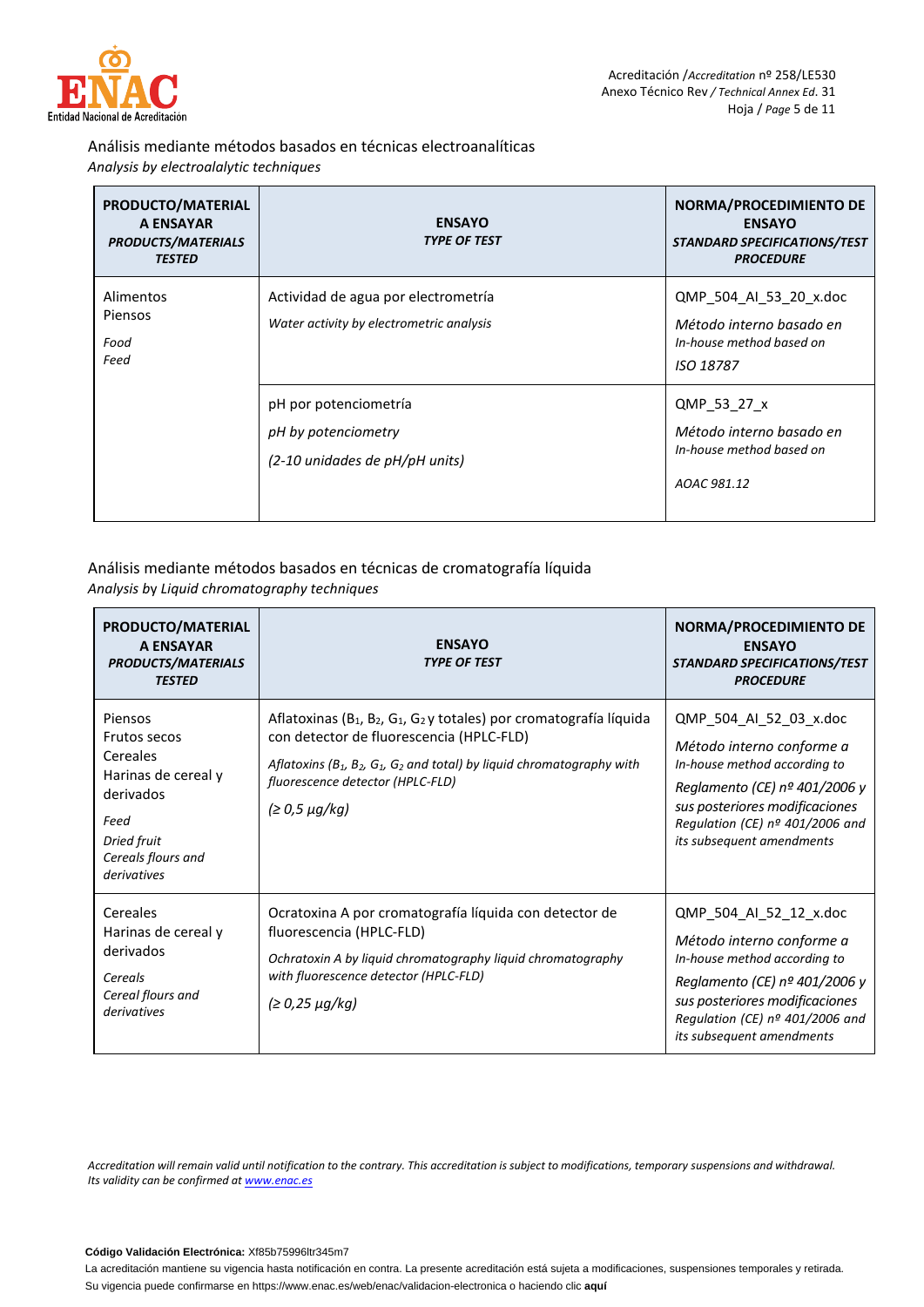Análisis mediante métodos basados en técnicas electroanalíticas
*Analysis by electroalytic techniques*

| **PRODUCTO/MATERIAL A ENSAYAR** ***PRODUCTS/MATERIALS TESTED*** | **ENSAYO** ***TYPE OF TEST*** | **NORMA/PROCEDIMIENTO DE ENSAYO** ***STANDARD SPECIFICATIONS/TEST PROCEDURE*** |
|---|---|---|
| Alimentos<br>Piensos<br>*Food*<br>*Feed* | Actividad de agua por electrometría<br>*Water activity by electrometric analysis* | QMP_504_AI_53_20_x.doc<br>*Método interno basado en*<br>*In-house method based on*<br>*ISO 18787* |
| | pH por potenciometría<br>*pH by potenciometry*<br>*(2-10 unidades de pH/pH units)* | QMP_53_27_x<br>*Método interno basado en*<br>*In-house method based on*<br>*AOAC 981.12* |

Análisis mediante métodos basados en técnicas de cromatografía líquida
*Analysis by Liquid chromatography techniques*

| **PRODUCTO/MATERIAL A ENSAYAR** ***PRODUCTS/MATERIALS TESTED*** | **ENSAYO** ***TYPE OF TEST*** | **NORMA/PROCEDIMIENTO DE ENSAYO** ***STANDARD SPECIFICATIONS/TEST PROCEDURE*** |
|---|---|---|
| Piensos<br>Frutos secos<br>Cereales<br>Harinas de cereal y derivados<br>*Feed*<br>*Dried fruit*<br>*Cereals flours and derivatives* | Aflatoxinas ($B_1$, $B_2$, $G_1$, $G_2$ y totales) por cromatografía líquida con detector de fluorescencia (HPLC-FLD)<br>*Aflatoxins ($B_1$, $B_2$, $G_1$, $G_2$ and total) by liquid chromatography with fluorescence detector (HPLC-FLD)*<br>*(≥ 0,5 µg/kg)* | QMP_504_AI_52_03_x.doc<br>*Método interno conforme a*<br>*In-house method according to*<br>*Reglamento (CE) nº 401/2006 y sus posteriores modificaciones*<br>*Regulation (CE) nº 401/2006 and its subsequent amendments* |
| Cereales<br>Harinas de cereal y derivados<br>*Cereals*<br>*Cereal flours and derivatives* | Ocratoxina A por cromatografía líquida con detector de fluorescencia (HPLC-FLD)<br>*Ochratoxin A by liquid chromatography liquid chromatography with fluorescence detector (HPLC-FLD)*<br>*(≥ 0,25 µg/kg)* | QMP_504_AI_52_12_x.doc<br>*Método interno conforme a*<br>*In-house method according to*<br>*Reglamento (CE) nº 401/2006 y sus posteriores modificaciones*<br>*Regulation (CE) nº 401/2006 and its subsequent amendments* |

*Accreditation will remain valid until notification to the contrary. This accreditation is subject to modifications, temporary suspensions and withdrawal. Its validity can be confirmed at www.enac.es*

**Código Validación Electrónica:** Xf85b75996ltr345m7

La acreditación mantiene su vigencia hasta notificación en contra. La presente acreditación está sujeta a modificaciones, suspensiones temporales y retirada. Su vigencia puede confirmarse en https://www.enac.es/web/enac/validacion-electronica o haciendo clic **aquí**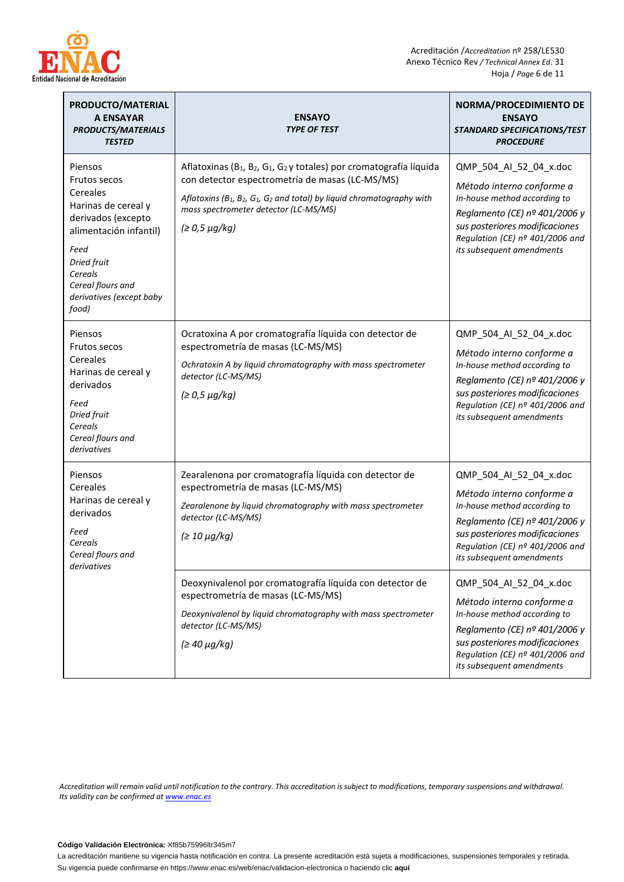| PRODUCTO/MATERIAL A ENSAYAR *PRODUCTS/MATERIALS TESTED* | ENSAYO *TYPE OF TEST* | NORMA/PROCEDIMIENTO DE ENSAYO *STANDARD SPECIFICATIONS/TEST PROCEDURE* |
|---|---|---|
| Piensos<br>Frutos secos<br>Cereales<br>Harinas de cereal y derivados (excepto alimentación infantil)<br>*Feed*<br>*Dried fruit*<br>*Cereals*<br>*Cereal flours and derivatives (except baby food)* | Aflatoxinas ($B_1$, $B_2$, $G_1$, $G_2$ y totales) por cromatografía líquida con detector espectrometría de masas (LC-MS/MS)<br>*Aflatoxins ($B_1$, $B_2$, $G_1$, $G_2$ and total) by liquid chromatography with mass spectrometer detector (LC-MS/MS)*<br>*(≥ 0,5 µg/kg)* | QMP_504_AI_52_04_x.doc<br>*Método interno conforme a*<br>*In-house method according to*<br>*Reglamento (CE) nº 401/2006 y sus posteriores modificaciones*<br>*Regulation (CE) nº 401/2006 and its subsequent amendments* |
| Piensos<br>Frutos secos<br>Cereales<br>Harinas de cereal y derivados<br>*Feed*<br>*Dried fruit*<br>*Cereals*<br>*Cereal flours and derivatives* | Ocratoxina A por cromatografía líquida con detector de espectrometría de masas (LC-MS/MS)<br>*Ochratoxin A by liquid chromatography with mass spectrometer detector (LC-MS/MS)*<br>*(≥ 0,5 µg/kg)* | QMP_504_AI_52_04_x.doc<br>*Método interno conforme a*<br>*In-house method according to*<br>*Reglamento (CE) nº 401/2006 y sus posteriores modificaciones*<br>*Regulation (CE) nº 401/2006 and its subsequent amendments* |
| Piensos<br>Cereales<br>Harinas de cereal y derivados<br>*Feed*<br>*Cereals*<br>*Cereal flours and derivatives* | Zearalenona por cromatografía líquida con detector de espectrometría de masas (LC-MS/MS)<br>*Zearalenone by liquid chromatography with mass spectrometer detector (LC-MS/MS)*<br>*(≥ 10 µg/kg)* | QMP_504_AI_52_04_x.doc<br>*Método interno conforme a*<br>*In-house method according to*<br>*Reglamento (CE) nº 401/2006 y sus posteriores modificaciones*<br>*Regulation (CE) nº 401/2006 and its subsequent amendments* |
| | Deoxynivalenol por cromatografía líquida con detector de espectrometría de masas (LC-MS/MS)<br>*Deoxynivalenol by liquid chromatography with mass spectrometer detector (LC-MS/MS)*<br>*(≥ 40 µg/kg)* | QMP_504_AI_52_04_x.doc<br>*Método interno conforme a*<br>*In-house method according to*<br>*Reglamento (CE) nº 401/2006 y sus posteriores modificaciones*<br>*Regulation (CE) nº 401/2006 and its subsequent amendments* |

*Accreditation will remain valid until notification to the contrary. This accreditation is subject to modifications, temporary suspensions and withdrawal. Its validity can be confirmed at [www.enac.es](www.enac.es)*

**Código Validación Electrónica:** Xf85b75996ltr345m7

La acreditación mantiene su vigencia hasta notificación en contra. La presente acreditación está sujeta a modificaciones, suspensiones temporales y retirada. Su vigencia puede confirmarse en https://www.enac.es/web/enac/validacion-electronica o haciendo clic **aquí**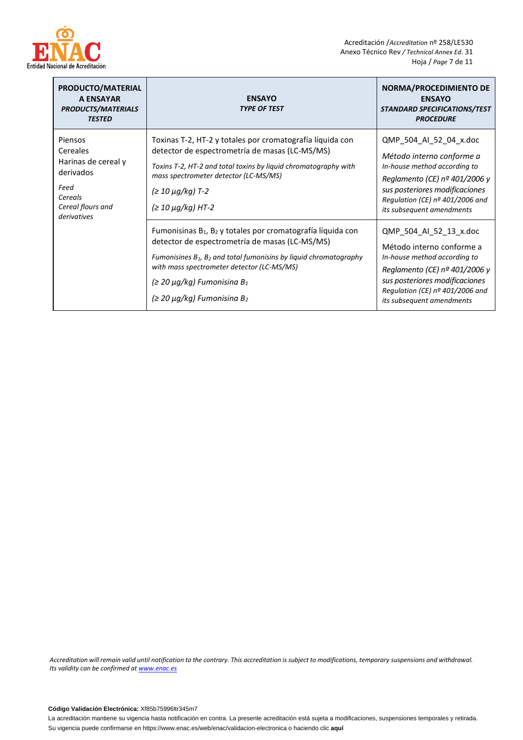| PRODUCTO/MATERIAL A ENSAYAR<br>*PRODUCTS/MATERIALS TESTED* | ENSAYO<br>*TYPE OF TEST* | NORMA/PROCEDIMIENTO DE ENSAYO<br>*STANDARD SPECIFICATIONS/TEST PROCEDURE* |
|---|---|---|
| Piensos<br>Cereales<br>Harinas de cereal y derivados<br>*Feed*<br>*Cereals*<br>*Cereal flours and derivatives* | Toxinas T-2, HT-2 y totales por cromatografía líquida con detector de espectrometría de masas (LC-MS/MS)<br>*Toxins T-2, HT-2 and total toxins by liquid chromatography with mass spectrometer detector (LC-MS/MS)*<br>*(≥ 10 µg/kg) T-2*<br>*(≥ 10 µg/kg) HT-2* | QMP_504_AI_52_04_x.doc<br>*Método interno conforme a*<br>*In-house method according to*<br>*Reglamento (CE) nº 401/2006 y sus posteriores modificaciones*<br>*Regulation (CE) nº 401/2006 and its subsequent amendments* |
| | Fumonisinas $B_1$, $B_2$ y totales por cromatografía líquida con detector de espectrometría de masas (LC-MS/MS)<br>*Fumonisines $B_1$, $B_2$ and total fumonisins by liquid chromatography with mass spectrometer detector (LC-MS/MS)*<br>*(≥ 20 µg/kg) Fumonisina $B_1$*<br>*(≥ 20 µg/kg) Fumonisina $B_2$* | QMP_504_AI_52_13_x.doc<br>Método interno conforme a<br>*In-house method according to*<br>*Reglamento (CE) nº 401/2006 y sus posteriores modificaciones*<br>*Regulation (CE) nº 401/2006 and its subsequent amendments* |

*Accreditation will remain valid until notification to the contrary. This accreditation is subject to modifications, temporary suspensions and withdrawal. Its validity can be confirmed at www.enac.es*

**Código Validación Electrónica:** Xf85b75996ltr345m7

La acreditación mantiene su vigencia hasta notificación en contra. La presente acreditación está sujeta a modificaciones, suspensiones temporales y retirada. Su vigencia puede confirmarse en https://www.enac.es/web/enac/validacion-electronica o haciendo clic **aquí**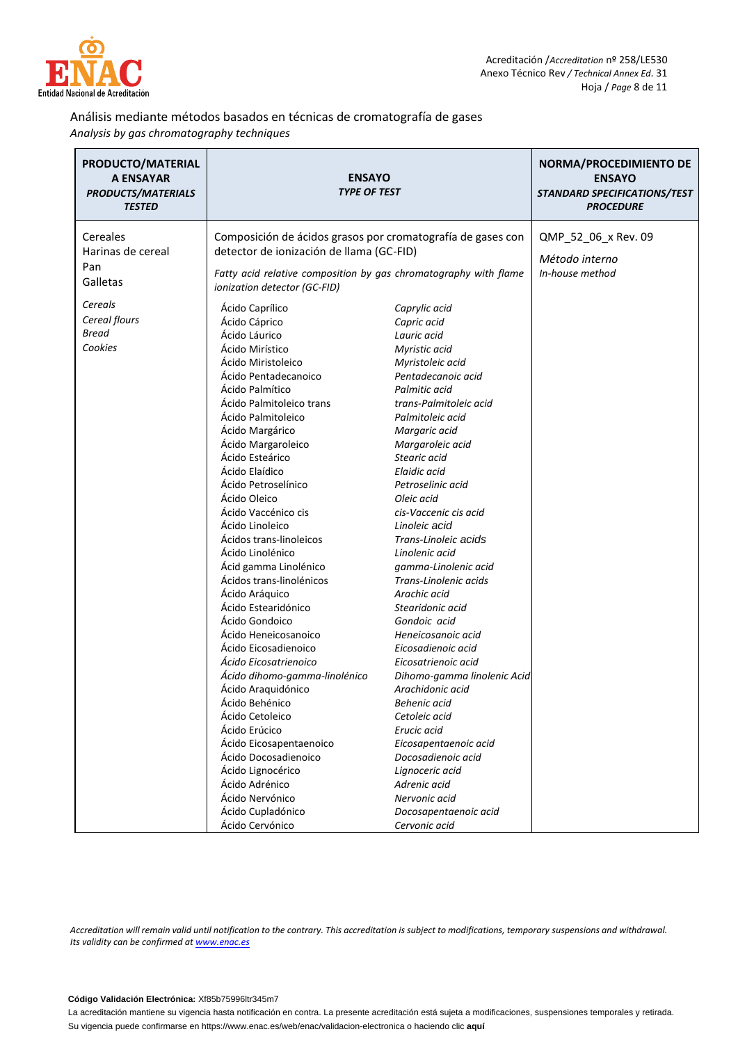## Análisis mediante métodos basados en técnicas de cromatografía de gases

*Analysis by gas chromatography techniques*

| PRODUCTO/MATERIAL A ENSAYAR<br>*PRODUCTS/MATERIALS TESTED* | ENSAYO<br>*TYPE OF TEST* | | NORMA/PROCEDIMIENTO DE ENSAYO<br>*STANDARD SPECIFICATIONS/TEST PROCEDURE* |
|---|---|---|---|
| Cereales<br>Harinas de cereal<br>Pan<br>Galletas<br><br>*Cereals*<br>*Cereal flours*<br>*Bread*<br>*Cookies* | Composición de ácidos grasos por cromatografía de gases con detector de ionización de llama (GC-FID)<br><br>*Fatty acid relative composition by gas chromatography with flame ionization detector (GC-FID)* | | QMP_52_06_x Rev. 09<br><br>*Método interno*<br>*In-house method* |
| | Ácido Caprílico | *Caprylic acid* | |
| | Ácido Cáprico | *Capric acid* | |
| | Ácido Láurico | *Lauric acid* | |
| | Ácido Mirístico | *Myristic acid* | |
| | Ácido Miristoleico | *Myristoleic acid* | |
| | Ácido Pentadecanoico | *Pentadecanoic acid* | |
| | Ácido Palmítico | *Palmitic acid* | |
| | Ácido Palmitoleico trans | *trans-Palmitoleic acid* | |
| | Ácido Palmitoleico | *Palmitoleic acid* | |
| | Ácido Margárico | *Margaric acid* | |
| | Ácido Margaroleico | *Margaroleic acid* | |
| | Ácido Esteárico | *Stearic acid* | |
| | Ácido Elaídico | *Elaidic acid* | |
| | Ácido Petroselínico | *Petroselinic acid* | |
| | Ácido Oleico | *Oleic acid* | |
| | Ácido Vaccénico cis | *cis-Vaccenic cis acid* | |
| | Ácido Linoleico | *Linoleic acid* | |
| | Ácidos trans-linoleicos | *Trans-Linoleic acids* | |
| | Ácido Linolénico | *Linolenic acid* | |
| | Ácid gamma Linolénico | *gamma-Linolenic acid* | |
| | Ácidos trans-linolénicos | *Trans-Linolenic acids* | |
| | Ácido Aráquico | *Arachic acid* | |
| | Ácido Estearidónico | *Stearidonic acid* | |
| | Ácido Gondoico | *Gondoic acid* | |
| | Ácido Heneicosanoico | *Heneicosanoic acid* | |
| | Ácido Eicosadienoico | *Eicosadienoic acid* | |
| | *Ácido Eicosatrienoico* | *Eicosatrienoic acid* | |
| | *Ácido dihomo-gamma-linolénico* | *Dihomo-gamma linolenic Acid* | |
| | Ácido Araquidónico | *Arachidonic acid* | |
| | Ácido Behénico | *Behenic acid* | |
| | Ácido Cetoleico | *Cetoleic acid* | |
| | Ácido Erúcico | *Erucic acid* | |
| | Ácido Eicosapentaenoico | *Eicosapentaenoic acid* | |
| | Ácido Docosadienoico | *Docosadienoic acid* | |
| | Ácido Lignocérico | *Lignoceric acid* | |
| | Ácido Adrénico | *Adrenic acid* | |
| | Ácido Nervónico | *Nervonic acid* | |
| | Ácido Cupladónico | *Docosapentaenoic acid* | |
| | Ácido Cervónico | *Cervonic acid* | |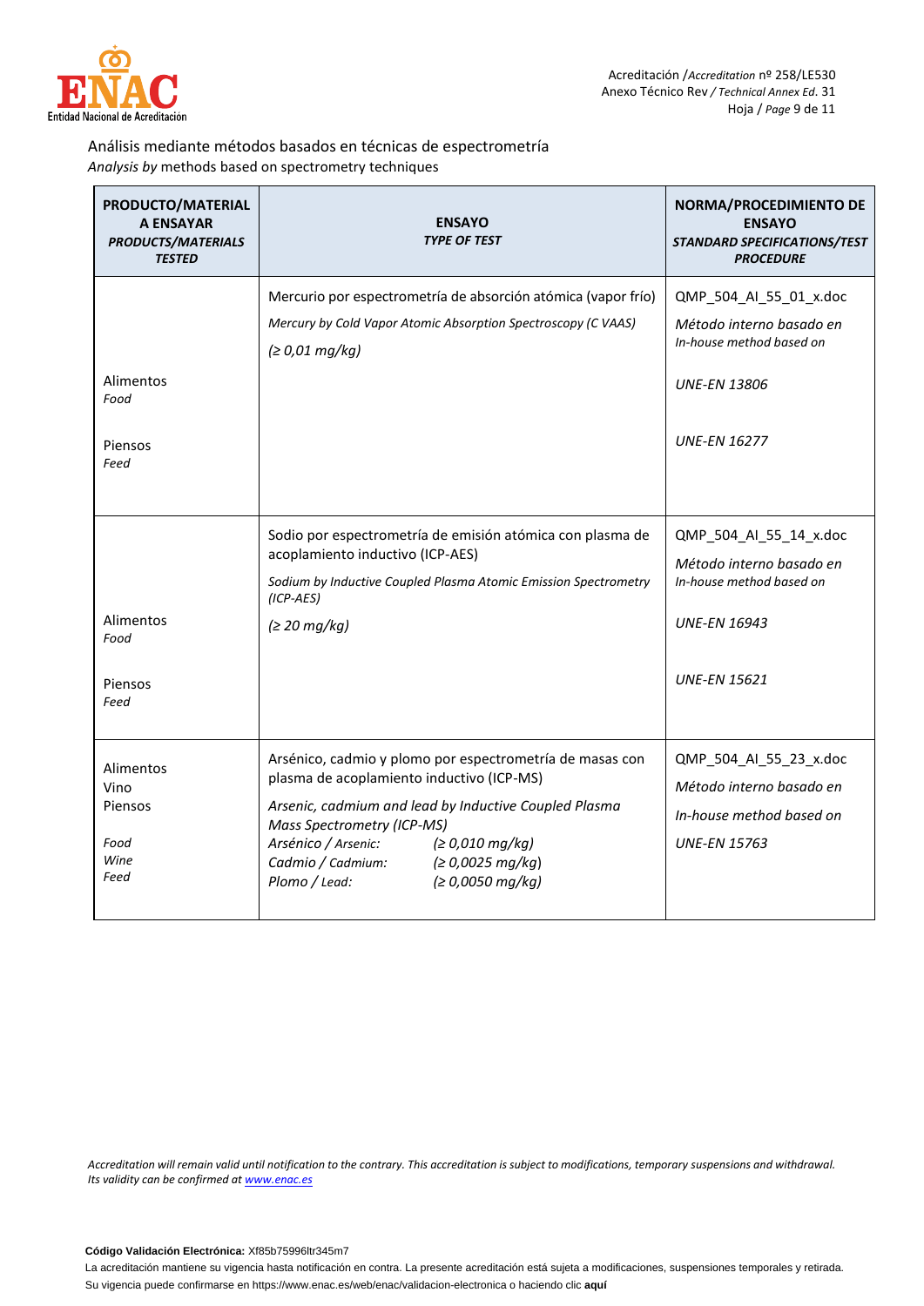Análisis mediante métodos basados en técnicas de espectrometría
*Analysis by* methods based on spectrometry techniques

| **PRODUCTO/MATERIAL A ENSAYAR** ***PRODUCTS/MATERIALS TESTED*** | **ENSAYO** ***TYPE OF TEST*** | **NORMA/PROCEDIMIENTO DE ENSAYO** ***STANDARD SPECIFICATIONS/TEST PROCEDURE*** |
|---|---|---|
| Alimentos *Food*<br><br>Piensos *Feed* | Mercurio por espectrometría de absorción atómica (vapor frío)<br>*Mercury by Cold Vapor Atomic Absorption Spectroscopy (C VAAS)*<br>*(≥ 0,01 mg/kg)* | QMP_504_AI_55_01_x.doc<br>*Método interno basado en*<br>*In-house method based on*<br>*UNE-EN 13806*<br>*UNE-EN 16277* |
| Alimentos *Food*<br><br>Piensos *Feed* | Sodio por espectrometría de emisión atómica con plasma de acoplamiento inductivo (ICP-AES)<br>*Sodium by Inductive Coupled Plasma Atomic Emission Spectrometry (ICP-AES)*<br>*(≥ 20 mg/kg)* | QMP_504_AI_55_14_x.doc<br>*Método interno basado en*<br>*In-house method based on*<br>*UNE-EN 16943*<br>*UNE-EN 15621* |
| Alimentos<br>Vino<br>Piensos<br><br>*Food*<br>*Wine*<br>*Feed* | Arsénico, cadmio y plomo por espectrometría de masas con plasma de acoplamiento inductivo (ICP-MS)<br>*Arsenic, cadmium and lead by Inductive Coupled Plasma Mass Spectrometry (ICP-MS)*<br>*Arsénico / Arsenic: (≥ 0,010 mg/kg)*<br>*Cadmio / Cadmium: (≥ 0,0025 mg/kg)*<br>*Plomo / Lead: (≥ 0,0050 mg/kg)* | QMP_504_AI_55_23_x.doc<br>*Método interno basado en*<br>*In-house method based on*<br>*UNE-EN 15763* |

*Accreditation will remain valid until notification to the contrary. This accreditation is subject to modifications, temporary suspensions and withdrawal. Its validity can be confirmed at [www.enac.es](www.enac.es)*

**Código Validación Electrónica:** Xf85b75996ltr345m7

La acreditación mantiene su vigencia hasta notificación en contra. La presente acreditación está sujeta a modificaciones, suspensiones temporales y retirada. Su vigencia puede confirmarse en https://www.enac.es/web/enac/validacion-electronica o haciendo clic **aquí**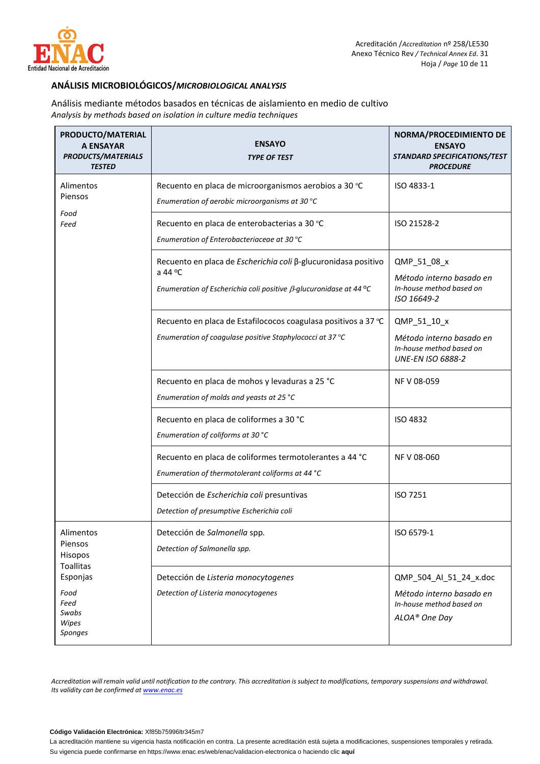## ANÁLISIS MICROBIOLÓGICOS/*MICROBIOLOGICAL ANALYSIS*

Análisis mediante métodos basados en técnicas de aislamiento en medio de cultivo
*Analysis by methods based on isolation in culture media techniques*

| **PRODUCTO/MATERIAL A ENSAYAR** ***PRODUCTS/MATERIALS TESTED*** | **ENSAYO** ***TYPE OF TEST*** | **NORMA/PROCEDIMIENTO DE ENSAYO** ***STANDARD SPECIFICATIONS/TEST PROCEDURE*** |
|---|---|---|
| Alimentos<br>Piensos<br>*Food*<br>*Feed* | Recuento en placa de microorganismos aerobios a 30 °C<br>*Enumeration of aerobic microorganisms at 30 °C* | ISO 4833-1 |
| | Recuento en placa de enterobacterias a 30 °C<br>*Enumeration of Enterobacteriaceae at 30 °C* | ISO 21528-2 |
| | Recuento en placa de *Escherichia coli* β-glucuronidasa positivo a 44 ºC<br>*Enumeration of Escherichia coli positive β-glucuronidase at 44 ºC* | QMP_51_08_x<br>*Método interno basado en*<br>*In-house method based on*<br>*ISO 16649-2* |
| | Recuento en placa de Estafilococos coagulasa positivos a 37 °C<br>*Enumeration of coagulase positive Staphylococci at 37 °C* | QMP_51_10_x<br>*Método interno basado en*<br>*In-house method based on*<br>*UNE-EN ISO 6888-2* |
| | Recuento en placa de mohos y levaduras a 25 °C<br>*Enumeration of molds and yeasts at 25 °C* | NF V 08-059 |
| | Recuento en placa de coliformes a 30 °C<br>*Enumeration of coliforms at 30 °C* | ISO 4832 |
| | Recuento en placa de coliformes termotolerantes a 44 °C<br>*Enumeration of thermotolerant coliforms at 44 °C* | NF V 08-060 |
| | Detección de *Escherichia coli* presuntivas<br>*Detection of presumptive Escherichia coli* | ISO 7251 |
| Alimentos<br>Piensos<br>Hisopos<br>Toallitas<br>Esponjas<br>*Food*<br>*Feed*<br>*Swabs*<br>*Wipes*<br>*Sponges* | Detección de *Salmonella* spp.<br>*Detection of Salmonella spp.* | ISO 6579-1 |
| | Detección de *Listeria monocytogenes*<br>*Detection of Listeria monocytogenes* | QMP_504_AI_51_24_x.doc<br>*Método interno basado en*<br>*In-house method based on*<br>*ALOA® One Day* |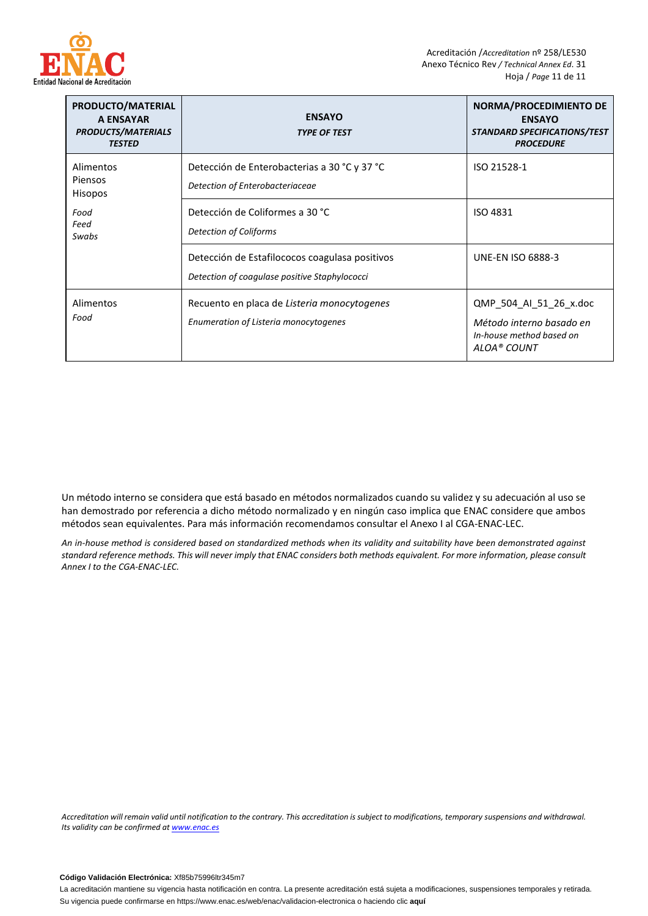| PRODUCTO/MATERIAL A ENSAYAR *PRODUCTS/MATERIALS TESTED* | ENSAYO *TYPE OF TEST* | NORMA/PROCEDIMIENTO DE ENSAYO *STANDARD SPECIFICATIONS/TEST PROCEDURE* |
|---|---|---|
| Alimentos Piensos Hisopos *Food Feed Swabs* | Detección de Enterobacterias a 30 °C y 37 °C *Detection of Enterobacteriaceae* | ISO 21528-1 |
| | Detección de Coliformes a 30 °C *Detection of Coliforms* | ISO 4831 |
| | Detección de Estafilococos coagulasa positivos *Detection of coagulase positive Staphylococci* | UNE-EN ISO 6888-3 |
| Alimentos *Food* | Recuento en placa de *Listeria monocytogenes* *Enumeration of Listeria monocytogenes* | QMP_504_AI_51_26_x.doc *Método interno basado en In-house method based on ALOA® COUNT* |

Un método interno se considera que está basado en métodos normalizados cuando su validez y su adecuación al uso se han demostrado por referencia a dicho método normalizado y en ningún caso implica que ENAC considere que ambos métodos sean equivalentes. Para más información recomendamos consultar el Anexo I al CGA-ENAC-LEC.

*An in-house method is considered based on standardized methods when its validity and suitability have been demonstrated against standard reference methods. This will never imply that ENAC considers both methods equivalent. For more information, please consult Annex I to the CGA-ENAC-LEC.*

*Accreditation will remain valid until notification to the contrary. This accreditation is subject to modifications, temporary suspensions and withdrawal. Its validity can be confirmed at www.enac.es*

**Código Validación Electrónica:** Xf85b75996ltr345m7

La acreditación mantiene su vigencia hasta notificación en contra. La presente acreditación está sujeta a modificaciones, suspensiones temporales y retirada. Su vigencia puede confirmarse en https://www.enac.es/web/enac/validacion-electronica o haciendo clic **aquí**